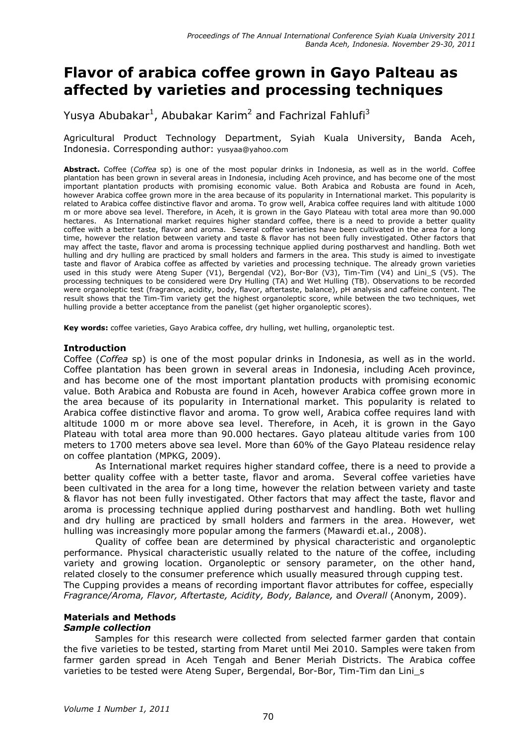# Flavor of arabica coffee grown in Gayo Palteau as affected by varieties and processing techniques

Yusya Abubakar[1], Abubakar Karim[2] and Fachrizal Fahlufi[3]

Agricultural Product Technology Department, Syiah Kuala University, Banda Aceh, Indonesia. Corresponding author: yusyaa@yahoo.com

**Abstract.** Coffee (*Coffea* sp) is one of the most popular drinks in Indonesia, as well as in the world. Coffee plantation has been grown in several areas in Indonesia, including Aceh province, and has become one of the most important plantation products with promising economic value. Both Arabica and Robusta are found in Aceh, however Arabica coffee grown more in the area because of its popularity in International market. This popularity is related to Arabica coffee distinctive flavor and aroma. To grow well, Arabica coffee requires land with altitude 1000 m or more above sea level. Therefore, in Aceh, it is grown in the Gayo Plateau with total area more than 90.000 hectares. As International market requires higher standard coffee, there is a need to provide a better quality coffee with a better taste, flavor and aroma. Several coffee varieties have been cultivated in the area for a long time, however the relation between variety and taste & flavor has not been fully investigated. Other factors that may affect the taste, flavor and aroma is processing technique applied during postharvest and handling. Both wet hulling and dry hulling are practiced by small holders and farmers in the area. This study is aimed to investigate taste and flavor of Arabica coffee as affected by varieties and processing technique. The already grown varieties used in this study were Ateng Super (V1), Bergendal (V2), Bor-Bor (V3), Tim-Tim (V4) and Lini_S (V5). The processing techniques to be considered were Dry Hulling (TA) and Wet Hulling (TB). Observations to be recorded were organoleptic test (fragrance, acidity, body, flavor, aftertaste, balance), pH analysis and caffeine content. The result shows that the Tim-Tim variety get the highest organoleptic score, while between the two techniques, wet hulling provide a better acceptance from the panelist (get higher organoleptic scores).

**Key words:** coffee varieties, Gayo Arabica coffee, dry hulling, wet hulling, organoleptic test.

## Introduction

Coffee (*Coffea* sp) is one of the most popular drinks in Indonesia, as well as in the world. Coffee plantation has been grown in several areas in Indonesia, including Aceh province, and has become one of the most important plantation products with promising economic value. Both Arabica and Robusta are found in Aceh, however Arabica coffee grown more in the area because of its popularity in International market. This popularity is related to Arabica coffee distinctive flavor and aroma. To grow well, Arabica coffee requires land with altitude 1000 m or more above sea level. Therefore, in Aceh, it is grown in the Gayo Plateau with total area more than 90.000 hectares. Gayo plateau altitude varies from 100 meters to 1700 meters above sea level. More than 60% of the Gayo Plateau residence relay on coffee plantation (MPKG, 2009).

As International market requires higher standard coffee, there is a need to provide a better quality coffee with a better taste, flavor and aroma. Several coffee varieties have been cultivated in the area for a long time, however the relation between variety and taste & flavor has not been fully investigated. Other factors that may affect the taste, flavor and aroma is processing technique applied during postharvest and handling. Both wet hulling and dry hulling are practiced by small holders and farmers in the area. However, wet hulling was increasingly more popular among the farmers (Mawardi et.al., 2008).

Quality of coffee bean are determined by physical characteristic and organoleptic performance. Physical characteristic usually related to the nature of the coffee, including variety and growing location. Organoleptic or sensory parameter, on the other hand, related closely to the consumer preference which usually measured through cupping test. The Cupping provides a means of recording important flavor attributes for coffee, especially *Fragrance/Aroma, Flavor, Aftertaste, Acidity, Body, Balance,* and *Overall* (Anonym, 2009).

## Materials and Methods

### *Sample collection*

Samples for this research were collected from selected farmer garden that contain the five varieties to be tested, starting from Maret until Mei 2010. Samples were taken from farmer garden spread in Aceh Tengah and Bener Meriah Districts. The Arabica coffee varieties to be tested were Ateng Super, Bergendal, Bor-Bor, Tim-Tim dan Lini_s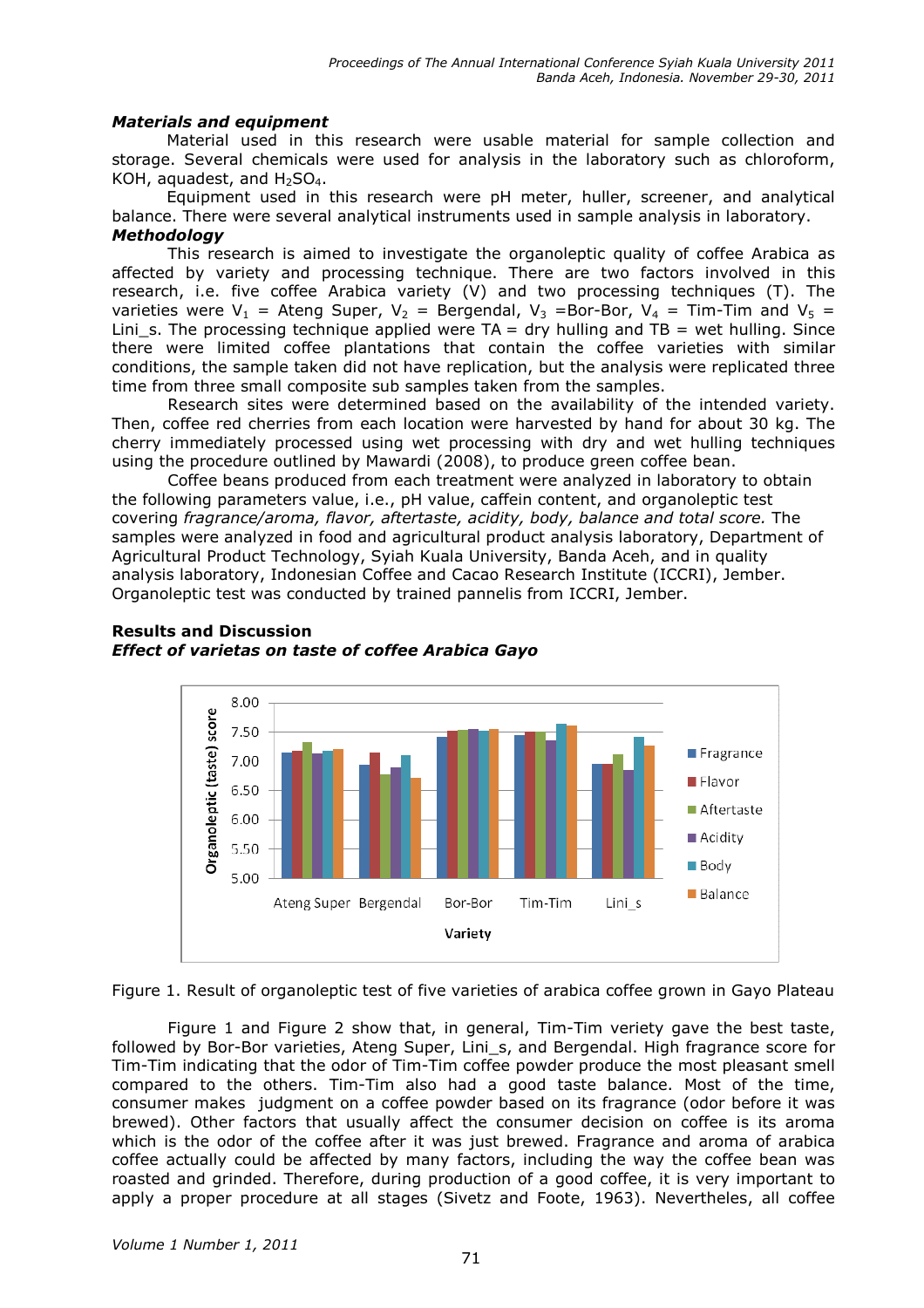#### *Materials and equipment*

Material used in this research were usable material for sample collection and storage. Several chemicals were used for analysis in the laboratory such as chloroform, KOH, aquadest, and $H_2SO_4$.

Equipment used in this research were pH meter, huller, screener, and analytical balance. There were several analytical instruments used in sample analysis in laboratory.

#### *Methodology*

This research is aimed to investigate the organoleptic quality of coffee Arabica as affected by variety and processing technique. There are two factors involved in this research, i.e. five coffee Arabica variety (V) and two processing techniques (T). The varieties were $V_1$ = Ateng Super, $V_2$ = Bergendal, $V_3$ =Bor-Bor, $V_4$ = Tim-Tim and $V_5$ = Lini_s. The processing technique applied were TA = dry hulling and TB = wet hulling. Since there were limited coffee plantations that contain the coffee varieties with similar conditions, the sample taken did not have replication, but the analysis were replicated three time from three small composite sub samples taken from the samples.

Research sites were determined based on the availability of the intended variety. Then, coffee red cherries from each location were harvested by hand for about 30 kg. The cherry immediately processed using wet processing with dry and wet hulling techniques using the procedure outlined by Mawardi (2008), to produce green coffee bean.

Coffee beans produced from each treatment were analyzed in laboratory to obtain the following parameters value, i.e., pH value, caffein content, and organoleptic test covering *fragrance/aroma, flavor, aftertaste, acidity, body, balance and total score.* The samples were analyzed in food and agricultural product analysis laboratory, Department of Agricultural Product Technology, Syiah Kuala University, Banda Aceh, and in quality analysis laboratory, Indonesian Coffee and Cacao Research Institute (ICCRI), Jember. Organoleptic test was conducted by trained pannelis from ICCRI, Jember.

## Results and Discussion

### *Effect of varietas on taste of coffee Arabica Gayo*

Figure 1. Result of organoleptic test of five varieties of arabica coffee grown in Gayo Plateau

Figure 1 and Figure 2 show that, in general, Tim-Tim veriety gave the best taste, followed by Bor-Bor varieties, Ateng Super, Lini_s, and Bergendal. High fragrance score for Tim-Tim indicating that the odor of Tim-Tim coffee powder produce the most pleasant smell compared to the others. Tim-Tim also had a good taste balance. Most of the time, consumer makes judgment on a coffee powder based on its fragrance (odor before it was brewed). Other factors that usually affect the consumer decision on coffee is its aroma which is the odor of the coffee after it was just brewed. Fragrance and aroma of arabica coffee actually could be affected by many factors, including the way the coffee bean was roasted and grinded. Therefore, during production of a good coffee, it is very important to apply a proper procedure at all stages (Sivetz and Foote, 1963). Nevertheles, all coffee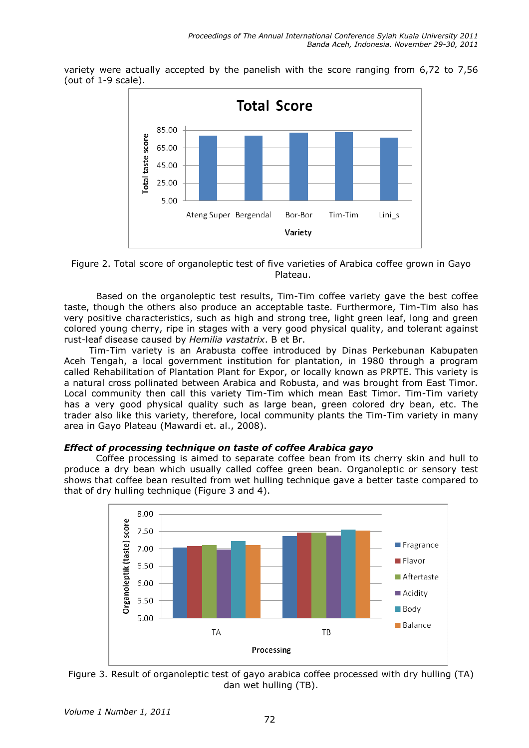variety were actually accepted by the panelish with the score ranging from 6,72 to 7,56 (out of 1-9 scale).

Figure 2. Total score of organoleptic test of five varieties of Arabica coffee grown in Gayo Plateau.

Based on the organoleptic test results, Tim-Tim coffee variety gave the best coffee taste, though the others also produce an acceptable taste. Furthermore, Tim-Tim also has very positive characteristics, such as high and strong tree, light green leaf, long and green colored young cherry, ripe in stages with a very good physical quality, and tolerant against rust-leaf disease caused by *Hemilia vastatrix*. B et Br.

Tim-Tim variety is an Arabusta coffee introduced by Dinas Perkebunan Kabupaten Aceh Tengah, a local government institution for plantation, in 1980 through a program called Rehabilitation of Plantation Plant for Expor, or locally known as PRPTE. This variety is a natural cross pollinated between Arabica and Robusta, and was brought from East Timor. Local community then call this variety Tim-Tim which mean East Timor. Tim-Tim variety has a very good physical quality such as large bean, green colored dry bean, etc. The trader also like this variety, therefore, local community plants the Tim-Tim variety in many area in Gayo Plateau (Mawardi et. al., 2008).

### *Effect of processing technique on taste of coffee Arabica gayo*

Coffee processing is aimed to separate coffee bean from its cherry skin and hull to produce a dry bean which usually called coffee green bean. Organoleptic or sensory test shows that coffee bean resulted from wet hulling technique gave a better taste compared to that of dry hulling technique (Figure 3 and 4).

Figure 3. Result of organoleptic test of gayo arabica coffee processed with dry hulling (TA) dan wet hulling (TB).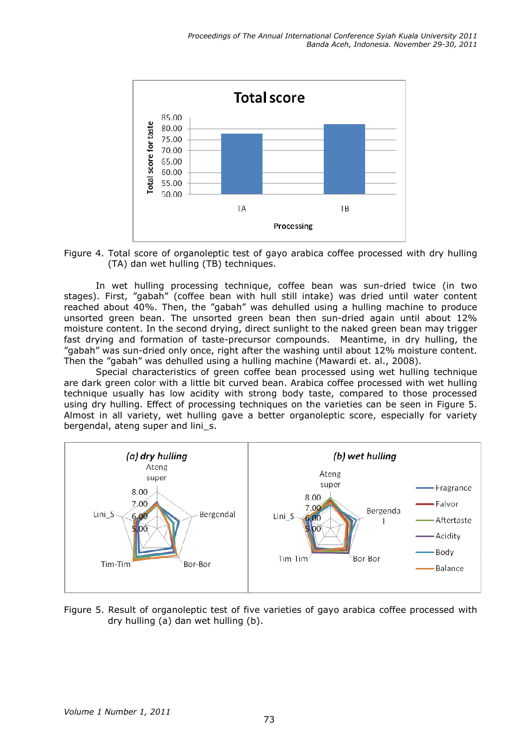Figure 4. Total score of organoleptic test of gayo arabica coffee processed with dry hulling (TA) dan wet hulling (TB) techniques.

In wet hulling processing technique, coffee bean was sun-dried twice (in two stages). First, "gabah" (coffee bean with hull still intake) was dried until water content reached about 40%. Then, the "gabah" was dehulled using a hulling machine to produce unsorted green bean. The unsorted green bean then sun-dried again until about 12% moisture content. In the second drying, direct sunlight to the naked green bean may trigger fast drying and formation of taste-precursor compounds. Meantime, in dry hulling, the "gabah" was sun-dried only once, right after the washing until about 12% moisture content. Then the "gabah" was dehulled using a hulling machine (Mawardi et. al., 2008).

Special characteristics of green coffee bean processed using wet hulling technique are dark green color with a little bit curved bean. Arabica coffee processed with wet hulling technique usually has low acidity with strong body taste, compared to those processed using dry hulling. Effect of processing techniques on the varieties can be seen in Figure 5. Almost in all variety, wet hulling gave a better organoleptic score, especially for variety bergendal, ateng super and lini_s.

Figure 5. Result of organoleptic test of five varieties of gayo arabica coffee processed with dry hulling (a) dan wet hulling (b).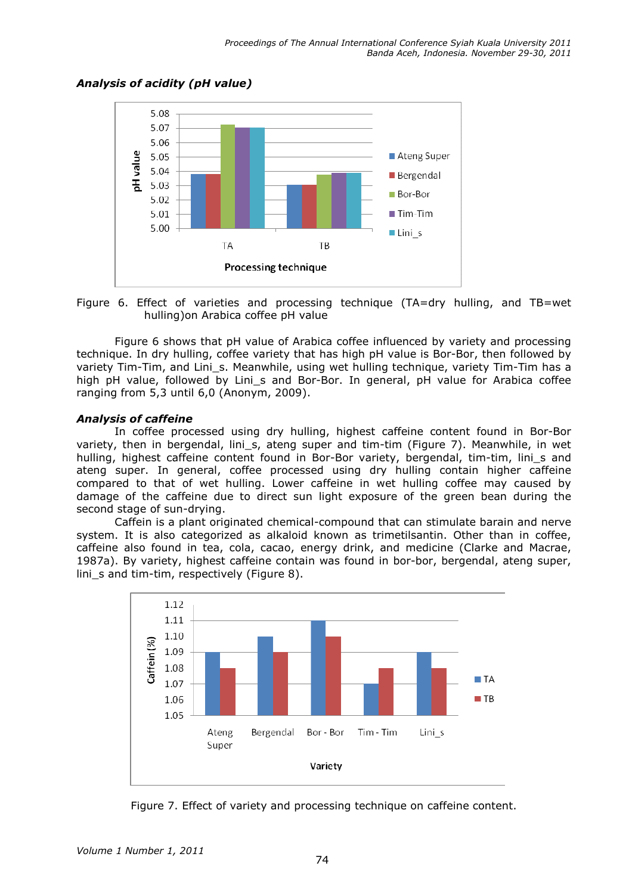### *Analysis of acidity (pH value)*

Figure 6. Effect of varieties and processing technique (TA=dry hulling, and TB=wet hulling)on Arabica coffee pH value

Figure 6 shows that pH value of Arabica coffee influenced by variety and processing technique. In dry hulling, coffee variety that has high pH value is Bor-Bor, then followed by variety Tim-Tim, and Lini_s. Meanwhile, using wet hulling technique, variety Tim-Tim has a high pH value, followed by Lini_s and Bor-Bor. In general, pH value for Arabica coffee ranging from 5,3 until 6,0 (Anonym, 2009).

### *Analysis of caffeine*

In coffee processed using dry hulling, highest caffeine content found in Bor-Bor variety, then in bergendal, lini_s, ateng super and tim-tim (Figure 7). Meanwhile, in wet hulling, highest caffeine content found in Bor-Bor variety, bergendal, tim-tim, lini_s and ateng super. In general, coffee processed using dry hulling contain higher caffeine compared to that of wet hulling. Lower caffeine in wet hulling coffee may caused by damage of the caffeine due to direct sun light exposure of the green bean during the second stage of sun-drying.

Caffein is a plant originated chemical-compound that can stimulate barain and nerve system. It is also categorized as alkaloid known as trimetilsantin. Other than in coffee, caffeine also found in tea, cola, cacao, energy drink, and medicine (Clarke and Macrae, 1987a). By variety, highest caffeine contain was found in bor-bor, bergendal, ateng super, lini_s and tim-tim, respectively (Figure 8).

Figure 7. Effect of variety and processing technique on caffeine content.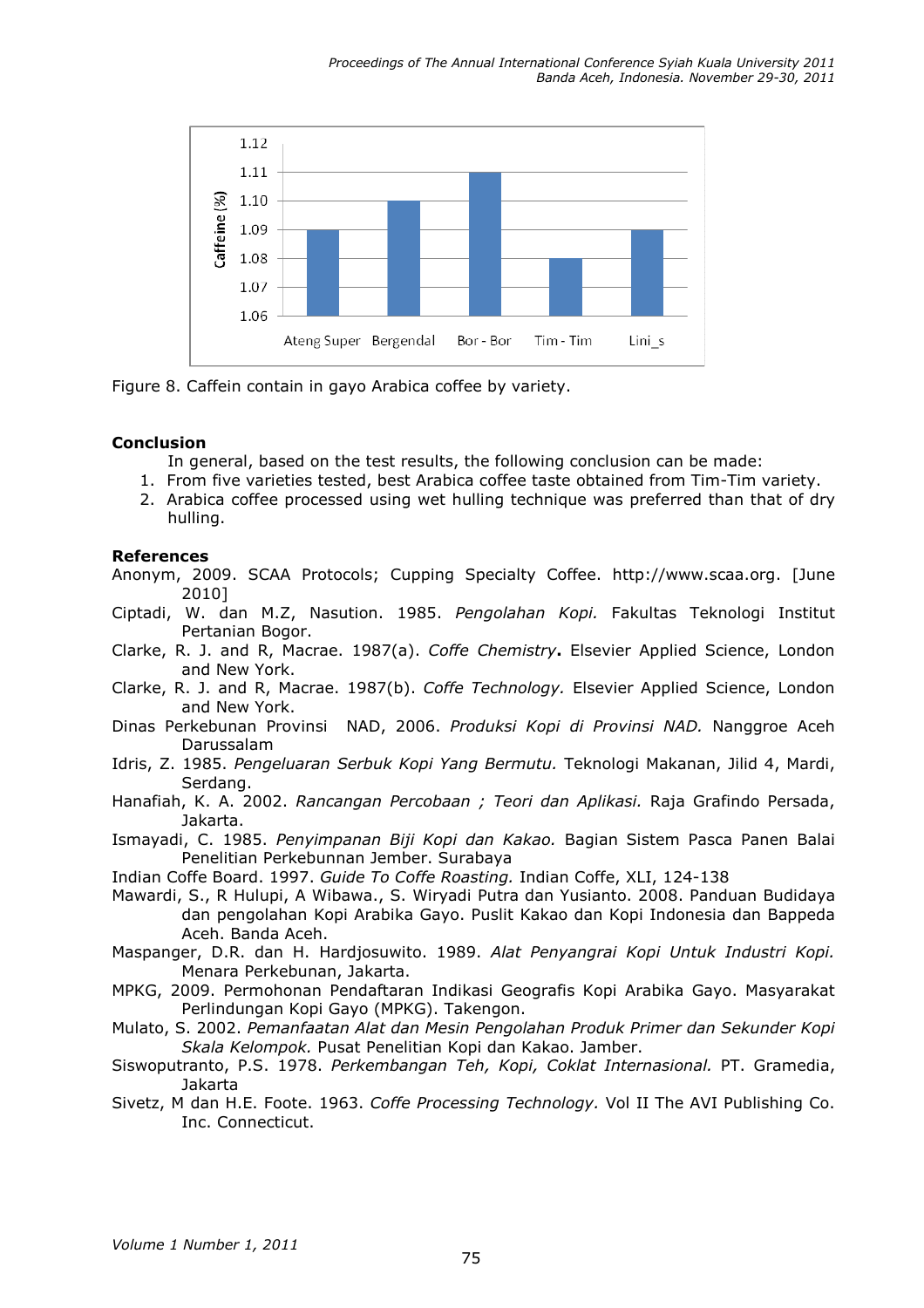Caffeine (%)

1.12
1.11
1.10
1.09
1.08
1.07
1.06

Ateng Super
Bergendal
Bor - Bor
Tim - Tim
Lini_s

Figure 8. Caffein contain in gayo Arabica coffee by variety.

**Conclusion**

In general, based on the test results, the following conclusion can be made:

1. From five varieties tested, best Arabica coffee taste obtained from Tim-Tim variety.
2. Arabica coffee processed using wet hulling technique was preferred than that of dry hulling.

**References**

Anonym, 2009. SCAA Protocols; Cupping Specialty Coffee. http://www.scaa.org. [June 2010]

Ciptadi, W. dan M.Z, Nasution. 1985. *Pengolahan Kopi.* Fakultas Teknologi Institut Pertanian Bogor.

Clarke, R. J. and R, Macrae. 1987(a). *Coffe Chemistry***.** Elsevier Applied Science, London and New York.

Clarke, R. J. and R, Macrae. 1987(b). *Coffe Technology.* Elsevier Applied Science, London and New York.

Dinas Perkebunan Provinsi NAD, 2006. *Produksi Kopi di Provinsi NAD.* Nanggroe Aceh Darussalam

Idris, Z. 1985. *Pengeluaran Serbuk Kopi Yang Bermutu.* Teknologi Makanan, Jilid 4, Mardi, Serdang.

Hanafiah, K. A. 2002. *Rancangan Percobaan ; Teori dan Aplikasi.* Raja Grafindo Persada, Jakarta.

Ismayadi, C. 1985. *Penyimpanan Biji Kopi dan Kakao.* Bagian Sistem Pasca Panen Balai Penelitian Perkebunnan Jember. Surabaya

Indian Coffe Board. 1997. *Guide To Coffe Roasting.* Indian Coffe, XLI, 124-138

Mawardi, S., R Hulupi, A Wibawa., S. Wiryadi Putra dan Yusianto. 2008. Panduan Budidaya dan pengolahan Kopi Arabika Gayo. Puslit Kakao dan Kopi Indonesia dan Bappeda Aceh. Banda Aceh.

Maspanger, D.R. dan H. Hardjosuwito. 1989. *Alat Penyangrai Kopi Untuk Industri Kopi.* Menara Perkebunan, Jakarta.

MPKG, 2009. Permohonan Pendaftaran Indikasi Geografis Kopi Arabika Gayo. Masyarakat Perlindungan Kopi Gayo (MPKG). Takengon.

Mulato, S. 2002. *Pemanfaatan Alat dan Mesin Pengolahan Produk Primer dan Sekunder Kopi Skala Kelompok.* Pusat Penelitian Kopi dan Kakao. Jamber.

Siswoputranto, P.S. 1978. *Perkembangan Teh, Kopi, Coklat Internasional.* PT. Gramedia, Jakarta

Sivetz, M dan H.E. Foote. 1963. *Coffe Processing Technology.* Vol II The AVI Publishing Co. Inc. Connecticut.